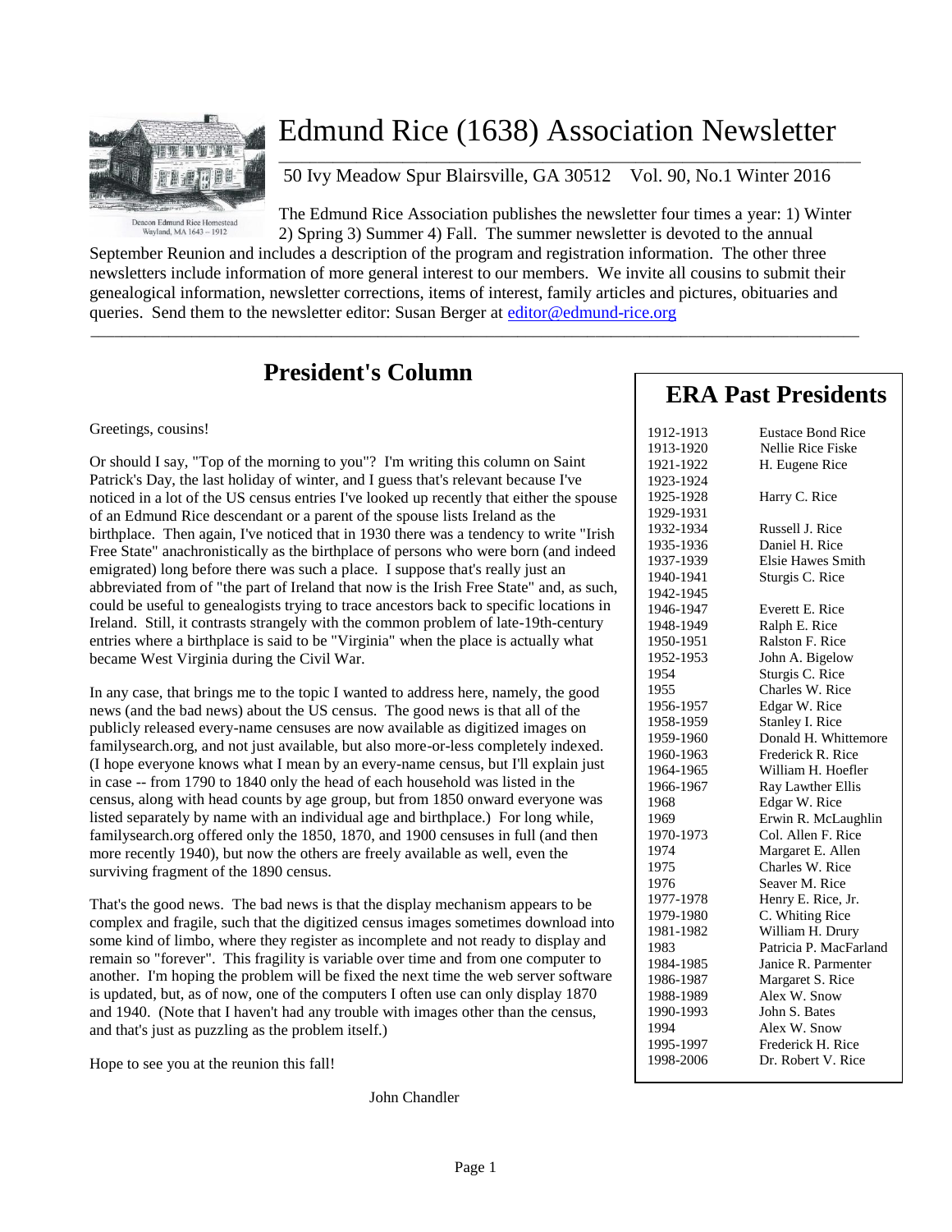# Edmund Rice (1638) Association Newsletter

Deacon Edmund Rice Homestead
Wayland, MA 1643 – 1912

50 Ivy Meadow Spur Blairsville, GA 30512 Vol. 90, No.1 Winter 2016

The Edmund Rice Association publishes the newsletter four times a year: 1) Winter 2) Spring 3) Summer 4) Fall. The summer newsletter is devoted to the annual September Reunion and includes a description of the program and registration information. The other three newsletters include information of more general interest to our members. We invite all cousins to submit their genealogical information, newsletter corrections, items of interest, family articles and pictures, obituaries and queries. Send them to the newsletter editor: Susan Berger at editor@edmund-rice.org

---

## President's Column

Greetings, cousins!

Or should I say, "Top of the morning to you"? I'm writing this column on Saint Patrick's Day, the last holiday of winter, and I guess that's relevant because I've noticed in a lot of the US census entries I've looked up recently that either the spouse of an Edmund Rice descendant or a parent of the spouse lists Ireland as the birthplace. Then again, I've noticed that in 1930 there was a tendency to write "Irish Free State" anachronistically as the birthplace of persons who were born (and indeed emigrated) long before there was such a place. I suppose that's really just an abbreviated from of "the part of Ireland that now is the Irish Free State" and, as such, could be useful to genealogists trying to trace ancestors back to specific locations in Ireland. Still, it contrasts strangely with the common problem of late-19th-century entries where a birthplace is said to be "Virginia" when the place is actually what became West Virginia during the Civil War.

In any case, that brings me to the topic I wanted to address here, namely, the good news (and the bad news) about the US census. The good news is that all of the publicly released every-name censuses are now available as digitized images on familysearch.org, and not just available, but also more-or-less completely indexed. (I hope everyone knows what I mean by an every-name census, but I'll explain just in case -- from 1790 to 1840 only the head of each household was listed in the census, along with head counts by age group, but from 1850 onward everyone was listed separately by name with an individual age and birthplace.) For long while, familysearch.org offered only the 1850, 1870, and 1900 censuses in full (and then more recently 1940), but now the others are freely available as well, even the surviving fragment of the 1890 census.

That's the good news. The bad news is that the display mechanism appears to be complex and fragile, such that the digitized census images sometimes download into some kind of limbo, where they register as incomplete and not ready to display and remain so "forever". This fragility is variable over time and from one computer to another. I'm hoping the problem will be fixed the next time the web server software is updated, but, as of now, one of the computers I often use can only display 1870 and 1940. (Note that I haven't had any trouble with images other than the census, and that's just as puzzling as the problem itself.)

Hope to see you at the reunion this fall!

John Chandler

## ERA Past Presidents

| | |
|---|---|
| 1912-1913 | Eustace Bond Rice |
| 1913-1920 | Nellie Rice Fiske |
| 1921-1922 | H. Eugene Rice |
| 1923-1924 | |
| 1925-1928 | Harry C. Rice |
| 1929-1931 | |
| 1932-1934 | Russell J. Rice |
| 1935-1936 | Daniel H. Rice |
| 1937-1939 | Elsie Hawes Smith |
| 1940-1941 | Sturgis C. Rice |
| 1942-1945 | |
| 1946-1947 | Everett E. Rice |
| 1948-1949 | Ralph E. Rice |
| 1950-1951 | Ralston F. Rice |
| 1952-1953 | John A. Bigelow |
| 1954 | Sturgis C. Rice |
| 1955 | Charles W. Rice |
| 1956-1957 | Edgar W. Rice |
| 1958-1959 | Stanley I. Rice |
| 1959-1960 | Donald H. Whittemore |
| 1960-1963 | Frederick R. Rice |
| 1964-1965 | William H. Hoefler |
| 1966-1967 | Ray Lawther Ellis |
| 1968 | Edgar W. Rice |
| 1969 | Erwin R. McLaughlin |
| 1970-1973 | Col. Allen F. Rice |
| 1974 | Margaret E. Allen |
| 1975 | Charles W. Rice |
| 1976 | Seaver M. Rice |
| 1977-1978 | Henry E. Rice, Jr. |
| 1979-1980 | C. Whiting Rice |
| 1981-1982 | William H. Drury |
| 1983 | Patricia P. MacFarland |
| 1984-1985 | Janice R. Parmenter |
| 1986-1987 | Margaret S. Rice |
| 1988-1989 | Alex W. Snow |
| 1990-1993 | John S. Bates |
| 1994 | Alex W. Snow |
| 1995-1997 | Frederick H. Rice |
| 1998-2006 | Dr. Robert V. Rice |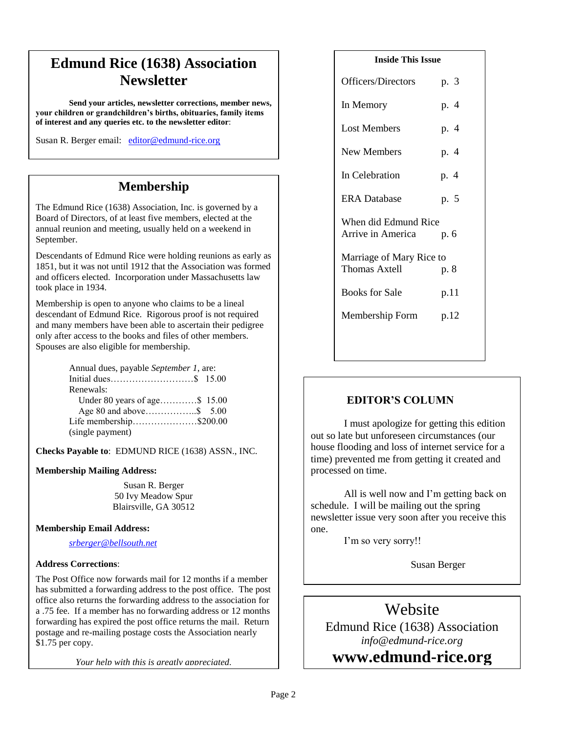# Edmund Rice (1638) Association Newsletter

**Send your articles, newsletter corrections, member news, your children or grandchildren's births, obituaries, family items of interest and any queries etc. to the newsletter editor**:

Susan R. Berger email: editor@edmund-rice.org

## Membership

The Edmund Rice (1638) Association, Inc. is governed by a Board of Directors, of at least five members, elected at the annual reunion and meeting, usually held on a weekend in September.

Descendants of Edmund Rice were holding reunions as early as 1851, but it was not until 1912 that the Association was formed and officers elected. Incorporation under Massachusetts law took place in 1934.

Membership is open to anyone who claims to be a lineal descendant of Edmund Rice. Rigorous proof is not required and many members have been able to ascertain their pedigree only after access to the books and files of other members. Spouses are also eligible for membership.

Annual dues, payable *September 1*, are:
Initial dues……………………….$ 15.00
Renewals:
Under 80 years of age…………$ 15.00
Age 80 and above……………..$ 5.00
Life membership…………………$200.00
(single payment)

**Checks Payable to**: EDMUND RICE (1638) ASSN., INC.

**Membership Mailing Address:**

Susan R. Berger
50 Ivy Meadow Spur
Blairsville, GA 30512

**Membership Email Address:**

*srberger@bellsouth.net*

**Address Corrections**:

The Post Office now forwards mail for 12 months if a member has submitted a forwarding address to the post office. The post office also returns the forwarding address to the association for a .75 fee. If a member has no forwarding address or 12 months forwarding has expired the post office returns the mail. Return postage and re-mailing postage costs the Association nearly $1.75 per copy.

*Your help with this is greatly appreciated.*

**Inside This Issue**

| | |
|---|---|
| Officers/Directors | p. 3 |
| In Memory | p. 4 |
| Lost Members | p. 4 |
| New Members | p. 4 |
| In Celebration | p. 4 |
| ERA Database | p. 5 |
| When did Edmund Rice Arrive in America | p. 6 |
| Marriage of Mary Rice to Thomas Axtell | p. 8 |
| Books for Sale | p.11 |
| Membership Form | p.12 |

## EDITOR'S COLUMN

I must apologize for getting this edition out so late but unforeseen circumstances (our house flooding and loss of internet service for a time) prevented me from getting it created and processed on time.

All is well now and I'm getting back on schedule. I will be mailing out the spring newsletter issue very soon after you receive this one.

I'm so very sorry!!

Susan Berger

## Website

Edmund Rice (1638) Association
*info@edmund-rice.org*
**www.edmund-rice.org**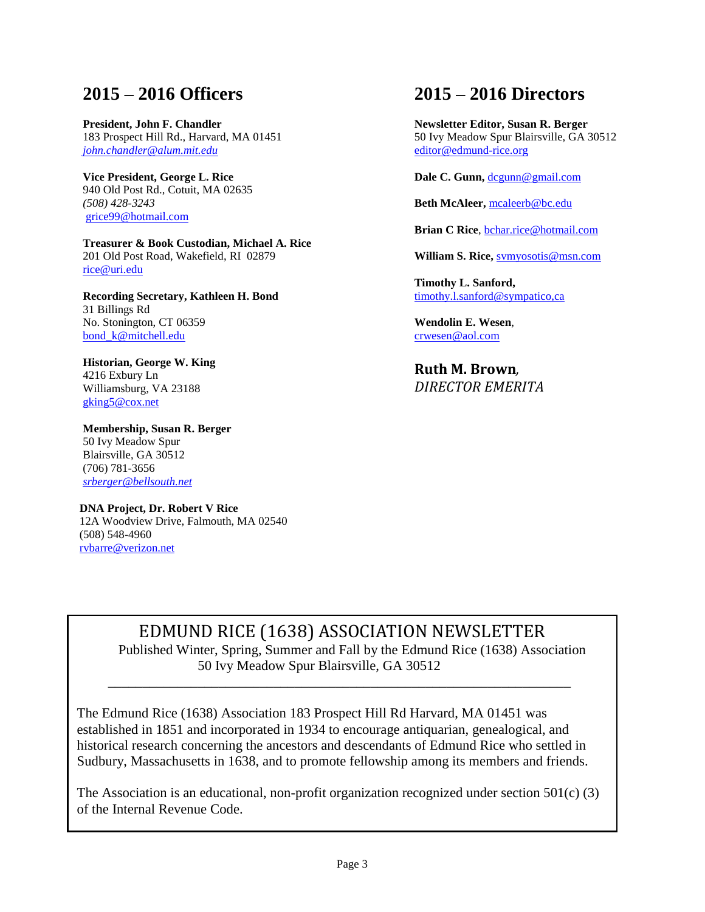## 2015 – 2016 Officers

**President, John F. Chandler**
183 Prospect Hill Rd., Harvard, MA 01451
*john.chandler@alum.mit.edu*

**Vice President, George L. Rice**
940 Old Post Rd., Cotuit, MA 02635
*(508) 428-3243*
grice99@hotmail.com

**Treasurer & Book Custodian, Michael A. Rice**
201 Old Post Road, Wakefield, RI 02879
rice@uri.edu

**Recording Secretary, Kathleen H. Bond**
31 Billings Rd
No. Stonington, CT 06359
bond_k@mitchell.edu

**Historian, George W. King**
4216 Exbury Ln
Williamsburg, VA 23188
gking5@cox.net

**Membership, Susan R. Berger**
50 Ivy Meadow Spur
Blairsville, GA 30512
(706) 781-3656
*srberger@bellsouth.net*

**DNA Project, Dr. Robert V Rice**
12A Woodview Drive, Falmouth, MA 02540
(508) 548-4960
rvbarre@verizon.net

## 2015 – 2016 Directors

**Newsletter Editor, Susan R. Berger**
50 Ivy Meadow Spur Blairsville, GA 30512
editor@edmund-rice.org

**Dale C. Gunn,** dcgunn@gmail.com

**Beth McAleer,** mcaleerb@bc.edu

**Brian C Rice**, bchar.rice@hotmail.com

**William S. Rice,** svmyosotis@msn.com

**Timothy L. Sanford,**
timothy.l.sanford@sympatico,ca

**Wendolin E. Wesen**,
crwesen@aol.com

**Ruth M. Brown***,*
*DIRECTOR EMERITA*

---

EDMUND RICE (1638) ASSOCIATION NEWSLETTER
Published Winter, Spring, Summer and Fall by the Edmund Rice (1638) Association
50 Ivy Meadow Spur Blairsville, GA 30512

The Edmund Rice (1638) Association 183 Prospect Hill Rd Harvard, MA 01451 was established in 1851 and incorporated in 1934 to encourage antiquarian, genealogical, and historical research concerning the ancestors and descendants of Edmund Rice who settled in Sudbury, Massachusetts in 1638, and to promote fellowship among its members and friends.

The Association is an educational, non-profit organization recognized under section 501(c) (3) of the Internal Revenue Code.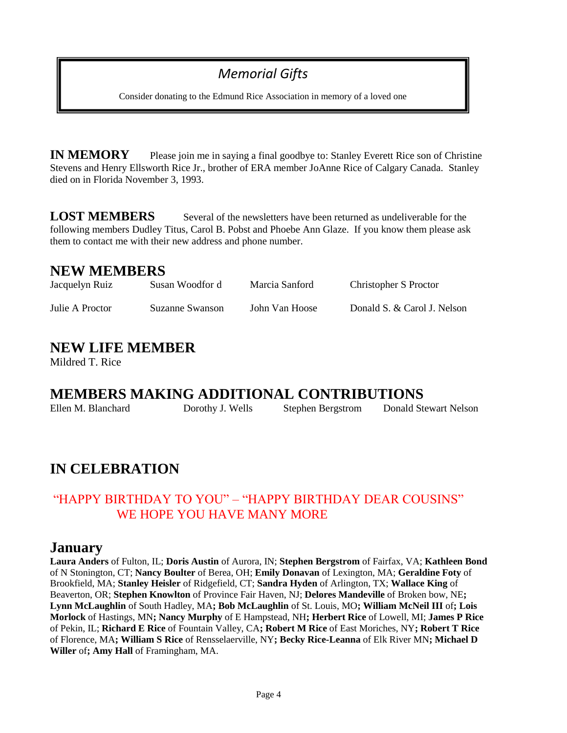## *Memorial Gifts*

Consider donating to the Edmund Rice Association in memory of a loved one

**IN MEMORY** Please join me in saying a final goodbye to: Stanley Everett Rice son of Christine Stevens and Henry Ellsworth Rice Jr., brother of ERA member JoAnne Rice of Calgary Canada. Stanley died on in Florida November 3, 1993.

**LOST MEMBERS** Several of the newsletters have been returned as undeliverable for the following members Dudley Titus, Carol B. Pobst and Phoebe Ann Glaze. If you know them please ask them to contact me with their new address and phone number.

## NEW MEMBERS

| | | | |
|---|---|---|---|
| Jacquelyn Ruiz | Susan Woodfor d | Marcia Sanford | Christopher S Proctor |
| Julie A Proctor | Suzanne Swanson | John Van Hoose | Donald S. & Carol J. Nelson |

## NEW LIFE MEMBER

Mildred T. Rice

## MEMBERS MAKING ADDITIONAL CONTRIBUTIONS

Ellen M. Blanchard  Dorothy J. Wells  Stephen Bergstrom  Donald Stewart Nelson

## IN CELEBRATION

"HAPPY BIRTHDAY TO YOU" – "HAPPY BIRTHDAY DEAR COUSINS"
WE HOPE YOU HAVE MANY MORE

## January

**Laura Anders** of Fulton, IL; **Doris Austin** of Aurora, IN; **Stephen Bergstrom** of Fairfax, VA; **Kathleen Bond** of N Stonington, CT; **Nancy Boulter** of Berea, OH; **Emily Donavan** of Lexington, MA; **Geraldine Foty** of Brookfield, MA; **Stanley Heisler** of Ridgefield, CT; **Sandra Hyden** of Arlington, TX; **Wallace King** of Beaverton, OR; **Stephen Knowlton** of Province Fair Haven, NJ; **Delores Mandeville** of Broken bow, NE; **Lynn McLaughlin** of South Hadley, MA; **Bob McLaughlin** of St. Louis, MO; **William McNeil III** of; **Lois Morlock** of Hastings, MN; **Nancy Murphy** of E Hampstead, NH; **Herbert Rice** of Lowell, MI; **James P Rice** of Pekin, IL; **Richard E Rice** of Fountain Valley, CA; **Robert M Rice** of East Moriches, NY; **Robert T Rice** of Florence, MA; **William S Rice** of Rensselaerville, NY; **Becky Rice-Leanna** of Elk River MN; **Michael D Willer** of; **Amy Hall** of Framingham, MA.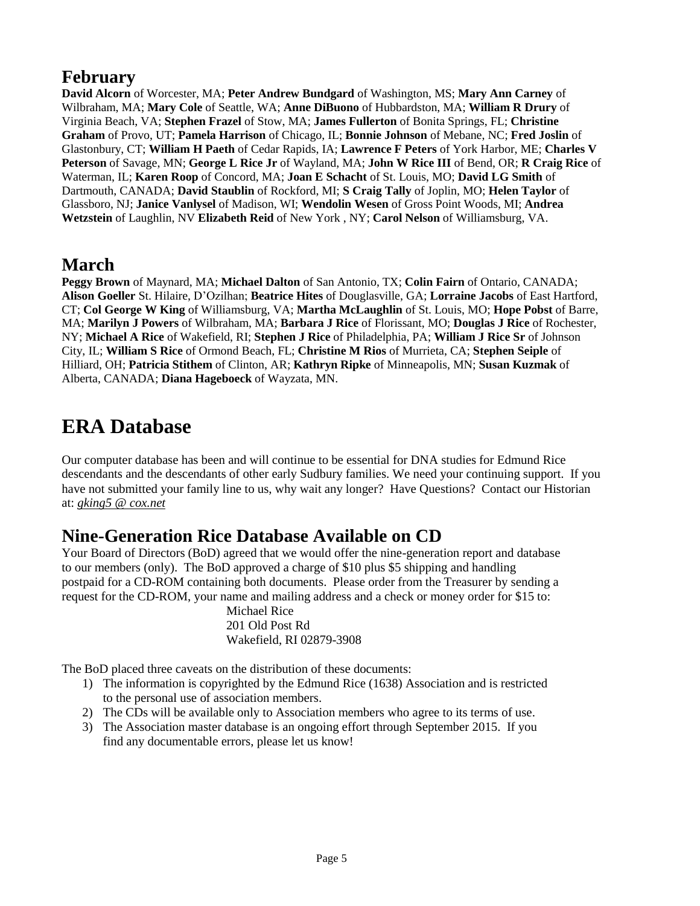## February

**David Alcorn** of Worcester, MA; **Peter Andrew Bundgard** of Washington, MS; **Mary Ann Carney** of Wilbraham, MA; **Mary Cole** of Seattle, WA; **Anne DiBuono** of Hubbardston, MA; **William R Drury** of Virginia Beach, VA; **Stephen Frazel** of Stow, MA; **James Fullerton** of Bonita Springs, FL; **Christine Graham** of Provo, UT; **Pamela Harrison** of Chicago, IL; **Bonnie Johnson** of Mebane, NC; **Fred Joslin** of Glastonbury, CT; **William H Paeth** of Cedar Rapids, IA; **Lawrence F Peters** of York Harbor, ME; **Charles V Peterson** of Savage, MN; **George L Rice Jr** of Wayland, MA; **John W Rice III** of Bend, OR; **R Craig Rice** of Waterman, IL; **Karen Roop** of Concord, MA; **Joan E Schacht** of St. Louis, MO; **David LG Smith** of Dartmouth, CANADA; **David Staublin** of Rockford, MI; **S Craig Tally** of Joplin, MO; **Helen Taylor** of Glassboro, NJ; **Janice Vanlysel** of Madison, WI; **Wendolin Wesen** of Gross Point Woods, MI; **Andrea Wetzstein** of Laughlin, NV **Elizabeth Reid** of New York , NY; **Carol Nelson** of Williamsburg, VA.

## March

**Peggy Brown** of Maynard, MA; **Michael Dalton** of San Antonio, TX; **Colin Fairn** of Ontario, CANADA; **Alison Goeller** St. Hilaire, D'Ozilhan; **Beatrice Hites** of Douglasville, GA; **Lorraine Jacobs** of East Hartford, CT; **Col George W King** of Williamsburg, VA; **Martha McLaughlin** of St. Louis, MO; **Hope Pobst** of Barre, MA; **Marilyn J Powers** of Wilbraham, MA; **Barbara J Rice** of Florissant, MO; **Douglas J Rice** of Rochester, NY; **Michael A Rice** of Wakefield, RI; **Stephen J Rice** of Philadelphia, PA; **William J Rice Sr** of Johnson City, IL; **William S Rice** of Ormond Beach, FL; **Christine M Rios** of Murrieta, CA; **Stephen Seiple** of Hilliard, OH; **Patricia Stithem** of Clinton, AR; **Kathryn Ripke** of Minneapolis, MN; **Susan Kuzmak** of Alberta, CANADA; **Diana Hageboeck** of Wayzata, MN.

# ERA Database

Our computer database has been and will continue to be essential for DNA studies for Edmund Rice descendants and the descendants of other early Sudbury families. We need your continuing support. If you have not submitted your family line to us, why wait any longer? Have Questions? Contact our Historian at: *gking5 @ cox.net*

## Nine-Generation Rice Database Available on CD

Your Board of Directors (BoD) agreed that we would offer the nine-generation report and database to our members (only). The BoD approved a charge of $10 plus $5 shipping and handling postpaid for a CD-ROM containing both documents. Please order from the Treasurer by sending a request for the CD-ROM, your name and mailing address and a check or money order for $15 to:

Michael Rice
201 Old Post Rd
Wakefield, RI 02879-3908

The BoD placed three caveats on the distribution of these documents:

1) The information is copyrighted by the Edmund Rice (1638) Association and is restricted to the personal use of association members.
2) The CDs will be available only to Association members who agree to its terms of use.
3) The Association master database is an ongoing effort through September 2015. If you find any documentable errors, please let us know!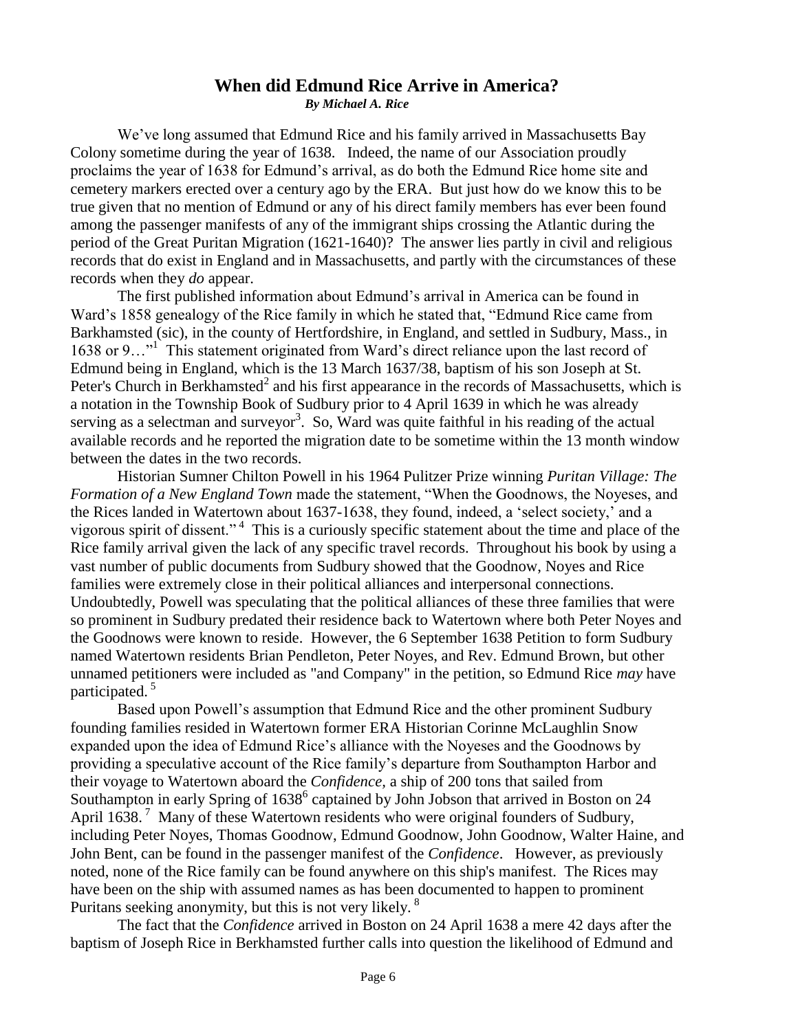## When did Edmund Rice Arrive in America?

*By Michael A. Rice*

We've long assumed that Edmund Rice and his family arrived in Massachusetts Bay Colony sometime during the year of 1638. Indeed, the name of our Association proudly proclaims the year of 1638 for Edmund's arrival, as do both the Edmund Rice home site and cemetery markers erected over a century ago by the ERA. But just how do we know this to be true given that no mention of Edmund or any of his direct family members has ever been found among the passenger manifests of any of the immigrant ships crossing the Atlantic during the period of the Great Puritan Migration (1621-1640)? The answer lies partly in civil and religious records that do exist in England and in Massachusetts, and partly with the circumstances of these records when they *do* appear.

The first published information about Edmund's arrival in America can be found in Ward's 1858 genealogy of the Rice family in which he stated that, "Edmund Rice came from Barkhamsted (sic), in the county of Hertfordshire, in England, and settled in Sudbury, Mass., in 1638 or 9…"[1] This statement originated from Ward's direct reliance upon the last record of Edmund being in England, which is the 13 March 1637/38, baptism of his son Joseph at St. Peter's Church in Berkhamsted[2] and his first appearance in the records of Massachusetts, which is a notation in the Township Book of Sudbury prior to 4 April 1639 in which he was already serving as a selectman and surveyor[3]. So, Ward was quite faithful in his reading of the actual available records and he reported the migration date to be sometime within the 13 month window between the dates in the two records.

Historian Sumner Chilton Powell in his 1964 Pulitzer Prize winning *Puritan Village: The Formation of a New England Town* made the statement, "When the Goodnows, the Noyeses, and the Rices landed in Watertown about 1637-1638, they found, indeed, a 'select society,' and a vigorous spirit of dissent."[4] This is a curiously specific statement about the time and place of the Rice family arrival given the lack of any specific travel records. Throughout his book by using a vast number of public documents from Sudbury showed that the Goodnow, Noyes and Rice families were extremely close in their political alliances and interpersonal connections. Undoubtedly, Powell was speculating that the political alliances of these three families that were so prominent in Sudbury predated their residence back to Watertown where both Peter Noyes and the Goodnows were known to reside. However, the 6 September 1638 Petition to form Sudbury named Watertown residents Brian Pendleton, Peter Noyes, and Rev. Edmund Brown, but other unnamed petitioners were included as "and Company" in the petition, so Edmund Rice *may* have participated.[5]

Based upon Powell's assumption that Edmund Rice and the other prominent Sudbury founding families resided in Watertown former ERA Historian Corinne McLaughlin Snow expanded upon the idea of Edmund Rice's alliance with the Noyeses and the Goodnows by providing a speculative account of the Rice family's departure from Southampton Harbor and their voyage to Watertown aboard the *Confidence*, a ship of 200 tons that sailed from Southampton in early Spring of 1638[6] captained by John Jobson that arrived in Boston on 24 April 1638.[7] Many of these Watertown residents who were original founders of Sudbury, including Peter Noyes, Thomas Goodnow, Edmund Goodnow, John Goodnow, Walter Haine, and John Bent, can be found in the passenger manifest of the *Confidence*. However, as previously noted, none of the Rice family can be found anywhere on this ship's manifest. The Rices may have been on the ship with assumed names as has been documented to happen to prominent Puritans seeking anonymity, but this is not very likely.[8]

The fact that the *Confidence* arrived in Boston on 24 April 1638 a mere 42 days after the baptism of Joseph Rice in Berkhamsted further calls into question the likelihood of Edmund and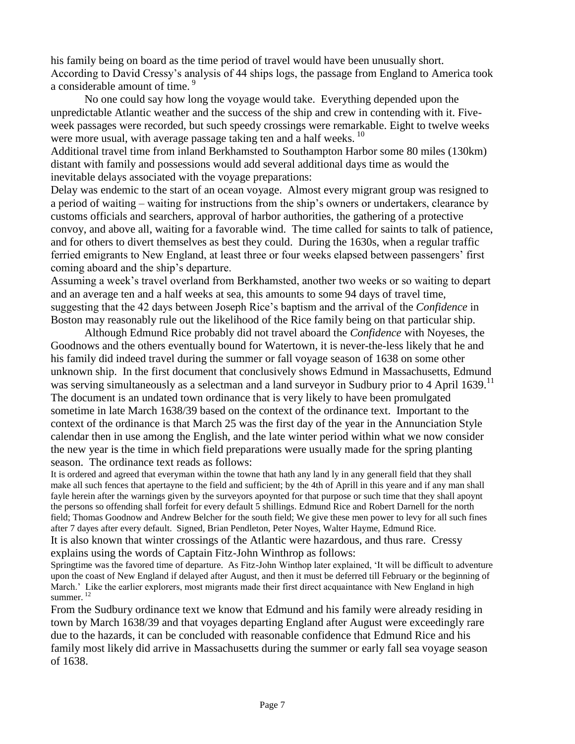his family being on board as the time period of travel would have been unusually short. According to David Cressy's analysis of 44 ships logs, the passage from England to America took a considerable amount of time. [9]

No one could say how long the voyage would take. Everything depended upon the unpredictable Atlantic weather and the success of the ship and crew in contending with it. Five-week passages were recorded, but such speedy crossings were remarkable. Eight to twelve weeks were more usual, with average passage taking ten and a half weeks. [10]

Additional travel time from inland Berkhamsted to Southampton Harbor some 80 miles (130km) distant with family and possessions would add several additional days time as would the inevitable delays associated with the voyage preparations:

Delay was endemic to the start of an ocean voyage. Almost every migrant group was resigned to a period of waiting – waiting for instructions from the ship's owners or undertakers, clearance by customs officials and searchers, approval of harbor authorities, the gathering of a protective convoy, and above all, waiting for a favorable wind. The time called for saints to talk of patience, and for others to divert themselves as best they could. During the 1630s, when a regular traffic ferried emigrants to New England, at least three or four weeks elapsed between passengers' first coming aboard and the ship's departure.

Assuming a week's travel overland from Berkhamsted, another two weeks or so waiting to depart and an average ten and a half weeks at sea, this amounts to some 94 days of travel time, suggesting that the 42 days between Joseph Rice's baptism and the arrival of the *Confidence* in Boston may reasonably rule out the likelihood of the Rice family being on that particular ship.

Although Edmund Rice probably did not travel aboard the *Confidence* with Noyeses, the Goodnows and the others eventually bound for Watertown, it is never-the-less likely that he and his family did indeed travel during the summer or fall voyage season of 1638 on some other unknown ship. In the first document that conclusively shows Edmund in Massachusetts, Edmund was serving simultaneously as a selectman and a land surveyor in Sudbury prior to 4 April 1639. [11] The document is an undated town ordinance that is very likely to have been promulgated sometime in late March 1638/39 based on the context of the ordinance text. Important to the context of the ordinance is that March 25 was the first day of the year in the Annunciation Style calendar then in use among the English, and the late winter period within what we now consider the new year is the time in which field preparations were usually made for the spring planting season. The ordinance text reads as follows:

It is ordered and agreed that everyman within the towne that hath any land ly in any generall field that they shall make all such fences that apertayne to the field and sufficient; by the 4th of Aprill in this yeare and if any man shall fayle herein after the warnings given by the surveyors apoynted for that purpose or such time that they shall apoynt the persons so offending shall forfeit for every default 5 shillings. Edmund Rice and Robert Darnell for the north field; Thomas Goodnow and Andrew Belcher for the south field; We give these men power to levy for all such fines after 7 dayes after every default. Signed, Brian Pendleton, Peter Noyes, Walter Hayme, Edmund Rice.

It is also known that winter crossings of the Atlantic were hazardous, and thus rare. Cressy explains using the words of Captain Fitz-John Winthrop as follows:

Springtime was the favored time of departure. As Fitz-John Winthop later explained, 'It will be difficult to adventure upon the coast of New England if delayed after August, and then it must be deferred till February or the beginning of March.' Like the earlier explorers, most migrants made their first direct acquaintance with New England in high summer. [12]

From the Sudbury ordinance text we know that Edmund and his family were already residing in town by March 1638/39 and that voyages departing England after August were exceedingly rare due to the hazards, it can be concluded with reasonable confidence that Edmund Rice and his family most likely did arrive in Massachusetts during the summer or early fall sea voyage season of 1638.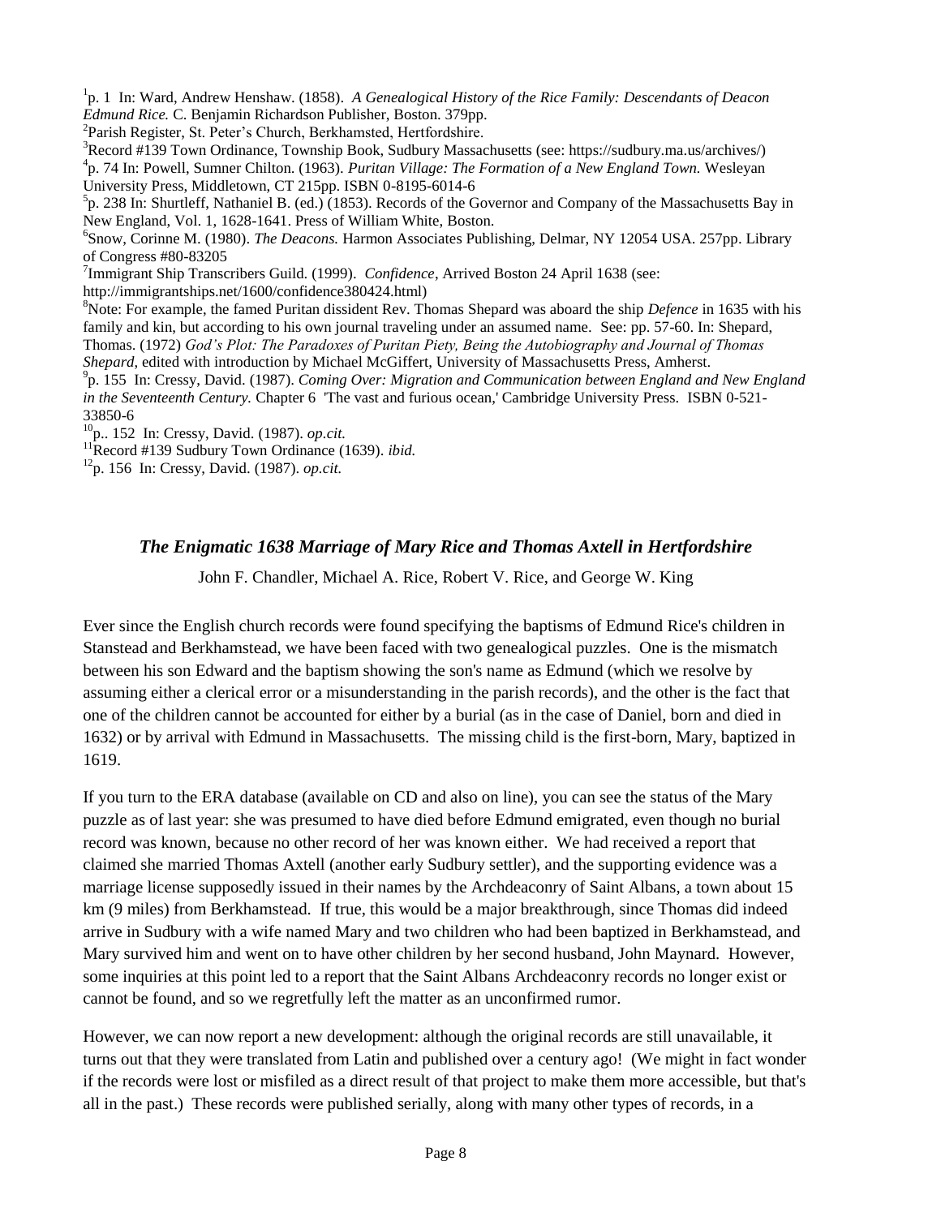[1]p. 1 In: Ward, Andrew Henshaw. (1858). *A Genealogical History of the Rice Family: Descendants of Deacon Edmund Rice.* C. Benjamin Richardson Publisher, Boston. 379pp.

[2]Parish Register, St. Peter's Church, Berkhamsted, Hertfordshire.

[3]Record #139 Town Ordinance, Township Book, Sudbury Massachusetts (see: https://sudbury.ma.us/archives/)

[4]p. 74 In: Powell, Sumner Chilton. (1963). *Puritan Village: The Formation of a New England Town.* Wesleyan University Press, Middletown, CT 215pp. ISBN 0-8195-6014-6

[5]p. 238 In: Shurtleff, Nathaniel B. (ed.) (1853). Records of the Governor and Company of the Massachusetts Bay in New England, Vol. 1, 1628-1641. Press of William White, Boston.

[6]Snow, Corinne M. (1980). *The Deacons.* Harmon Associates Publishing, Delmar, NY 12054 USA. 257pp. Library of Congress #80-83205

[7]Immigrant Ship Transcribers Guild. (1999). *Confidence*, Arrived Boston 24 April 1638 (see: http://immigrantships.net/1600/confidence380424.html)

[8]Note: For example, the famed Puritan dissident Rev. Thomas Shepard was aboard the ship *Defence* in 1635 with his family and kin, but according to his own journal traveling under an assumed name. See: pp. 57-60. In: Shepard, Thomas. (1972) *God's Plot: The Paradoxes of Puritan Piety, Being the Autobiography and Journal of Thomas Shepard,* edited with introduction by Michael McGiffert, University of Massachusetts Press, Amherst.

[9]p. 155 In: Cressy, David. (1987). *Coming Over: Migration and Communication between England and New England in the Seventeenth Century.* Chapter 6 'The vast and furious ocean,' Cambridge University Press. ISBN 0-521-33850-6

[10]p.. 152 In: Cressy, David. (1987). *op.cit.*

[11]Record #139 Sudbury Town Ordinance (1639). *ibid.*

[12]p. 156 In: Cressy, David. (1987). *op.cit.*

## *The Enigmatic 1638 Marriage of Mary Rice and Thomas Axtell in Hertfordshire*

John F. Chandler, Michael A. Rice, Robert V. Rice, and George W. King

Ever since the English church records were found specifying the baptisms of Edmund Rice's children in Stanstead and Berkhamstead, we have been faced with two genealogical puzzles. One is the mismatch between his son Edward and the baptism showing the son's name as Edmund (which we resolve by assuming either a clerical error or a misunderstanding in the parish records), and the other is the fact that one of the children cannot be accounted for either by a burial (as in the case of Daniel, born and died in 1632) or by arrival with Edmund in Massachusetts. The missing child is the first-born, Mary, baptized in 1619.

If you turn to the ERA database (available on CD and also on line), you can see the status of the Mary puzzle as of last year: she was presumed to have died before Edmund emigrated, even though no burial record was known, because no other record of her was known either. We had received a report that claimed she married Thomas Axtell (another early Sudbury settler), and the supporting evidence was a marriage license supposedly issued in their names by the Archdeaconry of Saint Albans, a town about 15 km (9 miles) from Berkhamstead. If true, this would be a major breakthrough, since Thomas did indeed arrive in Sudbury with a wife named Mary and two children who had been baptized in Berkhamstead, and Mary survived him and went on to have other children by her second husband, John Maynard. However, some inquiries at this point led to a report that the Saint Albans Archdeaconry records no longer exist or cannot be found, and so we regretfully left the matter as an unconfirmed rumor.

However, we can now report a new development: although the original records are still unavailable, it turns out that they were translated from Latin and published over a century ago! (We might in fact wonder if the records were lost or misfiled as a direct result of that project to make them more accessible, but that's all in the past.) These records were published serially, along with many other types of records, in a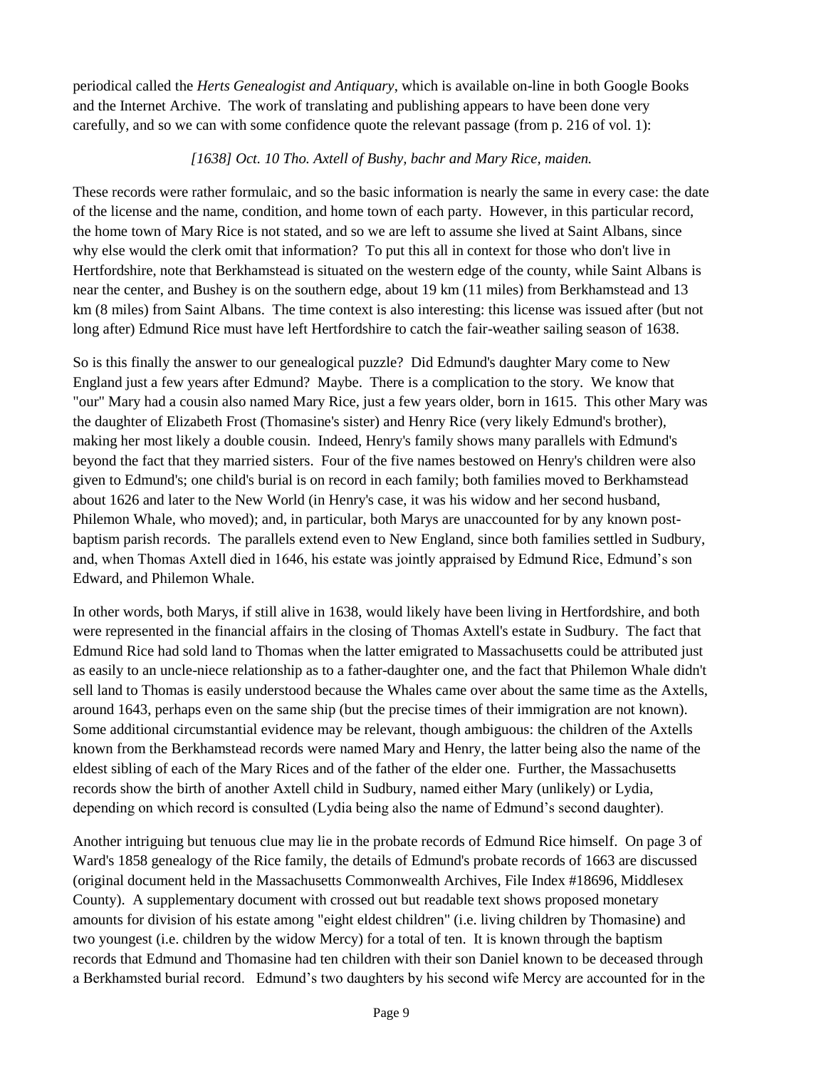periodical called the *Herts Genealogist and Antiquary*, which is available on-line in both Google Books and the Internet Archive. The work of translating and publishing appears to have been done very carefully, and so we can with some confidence quote the relevant passage (from p. 216 of vol. 1):

*[1638] Oct. 10 Tho. Axtell of Bushy, bachr and Mary Rice, maiden.*

These records were rather formulaic, and so the basic information is nearly the same in every case: the date of the license and the name, condition, and home town of each party. However, in this particular record, the home town of Mary Rice is not stated, and so we are left to assume she lived at Saint Albans, since why else would the clerk omit that information? To put this all in context for those who don't live in Hertfordshire, note that Berkhamstead is situated on the western edge of the county, while Saint Albans is near the center, and Bushey is on the southern edge, about 19 km (11 miles) from Berkhamstead and 13 km (8 miles) from Saint Albans. The time context is also interesting: this license was issued after (but not long after) Edmund Rice must have left Hertfordshire to catch the fair-weather sailing season of 1638.

So is this finally the answer to our genealogical puzzle? Did Edmund's daughter Mary come to New England just a few years after Edmund? Maybe. There is a complication to the story. We know that "our" Mary had a cousin also named Mary Rice, just a few years older, born in 1615. This other Mary was the daughter of Elizabeth Frost (Thomasine's sister) and Henry Rice (very likely Edmund's brother), making her most likely a double cousin. Indeed, Henry's family shows many parallels with Edmund's beyond the fact that they married sisters. Four of the five names bestowed on Henry's children were also given to Edmund's; one child's burial is on record in each family; both families moved to Berkhamstead about 1626 and later to the New World (in Henry's case, it was his widow and her second husband, Philemon Whale, who moved); and, in particular, both Marys are unaccounted for by any known post-baptism parish records. The parallels extend even to New England, since both families settled in Sudbury, and, when Thomas Axtell died in 1646, his estate was jointly appraised by Edmund Rice, Edmund's son Edward, and Philemon Whale.

In other words, both Marys, if still alive in 1638, would likely have been living in Hertfordshire, and both were represented in the financial affairs in the closing of Thomas Axtell's estate in Sudbury. The fact that Edmund Rice had sold land to Thomas when the latter emigrated to Massachusetts could be attributed just as easily to an uncle-niece relationship as to a father-daughter one, and the fact that Philemon Whale didn't sell land to Thomas is easily understood because the Whales came over about the same time as the Axtells, around 1643, perhaps even on the same ship (but the precise times of their immigration are not known). Some additional circumstantial evidence may be relevant, though ambiguous: the children of the Axtells known from the Berkhamstead records were named Mary and Henry, the latter being also the name of the eldest sibling of each of the Mary Rices and of the father of the elder one. Further, the Massachusetts records show the birth of another Axtell child in Sudbury, named either Mary (unlikely) or Lydia, depending on which record is consulted (Lydia being also the name of Edmund's second daughter).

Another intriguing but tenuous clue may lie in the probate records of Edmund Rice himself. On page 3 of Ward's 1858 genealogy of the Rice family, the details of Edmund's probate records of 1663 are discussed (original document held in the Massachusetts Commonwealth Archives, File Index #18696, Middlesex County). A supplementary document with crossed out but readable text shows proposed monetary amounts for division of his estate among "eight eldest children" (i.e. living children by Thomasine) and two youngest (i.e. children by the widow Mercy) for a total of ten. It is known through the baptism records that Edmund and Thomasine had ten children with their son Daniel known to be deceased through a Berkhamsted burial record. Edmund's two daughters by his second wife Mercy are accounted for in the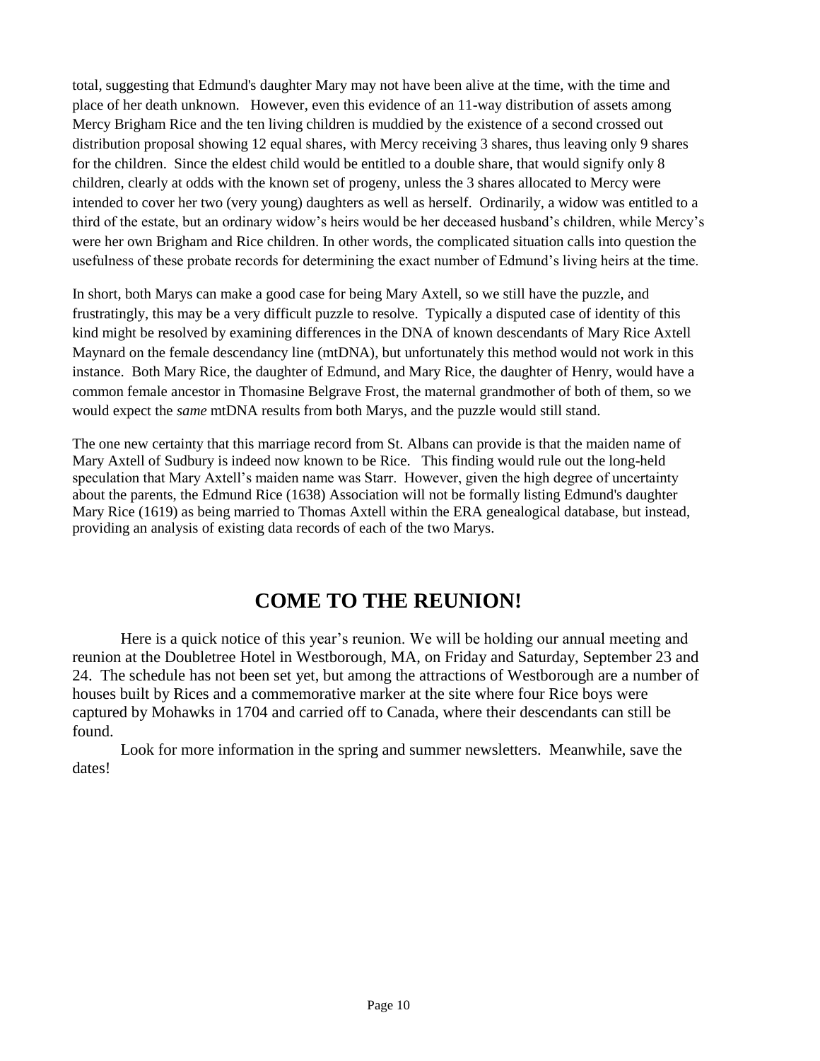total, suggesting that Edmund's daughter Mary may not have been alive at the time, with the time and place of her death unknown. However, even this evidence of an 11-way distribution of assets among Mercy Brigham Rice and the ten living children is muddied by the existence of a second crossed out distribution proposal showing 12 equal shares, with Mercy receiving 3 shares, thus leaving only 9 shares for the children. Since the eldest child would be entitled to a double share, that would signify only 8 children, clearly at odds with the known set of progeny, unless the 3 shares allocated to Mercy were intended to cover her two (very young) daughters as well as herself. Ordinarily, a widow was entitled to a third of the estate, but an ordinary widow's heirs would be her deceased husband's children, while Mercy's were her own Brigham and Rice children. In other words, the complicated situation calls into question the usefulness of these probate records for determining the exact number of Edmund's living heirs at the time.

In short, both Marys can make a good case for being Mary Axtell, so we still have the puzzle, and frustratingly, this may be a very difficult puzzle to resolve. Typically a disputed case of identity of this kind might be resolved by examining differences in the DNA of known descendants of Mary Rice Axtell Maynard on the female descendancy line (mtDNA), but unfortunately this method would not work in this instance. Both Mary Rice, the daughter of Edmund, and Mary Rice, the daughter of Henry, would have a common female ancestor in Thomasine Belgrave Frost, the maternal grandmother of both of them, so we would expect the *same* mtDNA results from both Marys, and the puzzle would still stand.

The one new certainty that this marriage record from St. Albans can provide is that the maiden name of Mary Axtell of Sudbury is indeed now known to be Rice. This finding would rule out the long-held speculation that Mary Axtell's maiden name was Starr. However, given the high degree of uncertainty about the parents, the Edmund Rice (1638) Association will not be formally listing Edmund's daughter Mary Rice (1619) as being married to Thomas Axtell within the ERA genealogical database, but instead, providing an analysis of existing data records of each of the two Marys.

## COME TO THE REUNION!

Here is a quick notice of this year's reunion. We will be holding our annual meeting and reunion at the Doubletree Hotel in Westborough, MA, on Friday and Saturday, September 23 and 24. The schedule has not been set yet, but among the attractions of Westborough are a number of houses built by Rices and a commemorative marker at the site where four Rice boys were captured by Mohawks in 1704 and carried off to Canada, where their descendants can still be found.

Look for more information in the spring and summer newsletters. Meanwhile, save the dates!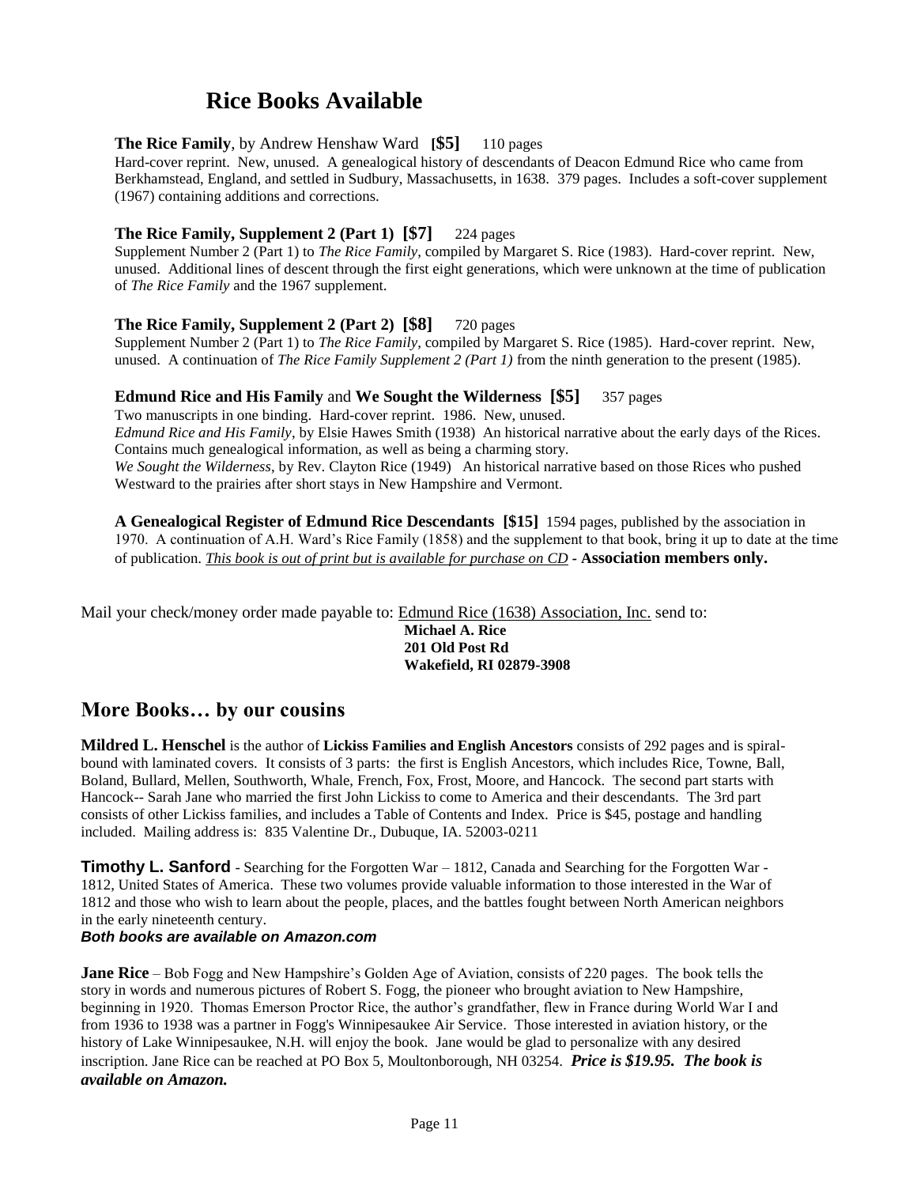# Rice Books Available

**The Rice Family**, by Andrew Henshaw Ward **[$5]** 110 pages

Hard-cover reprint. New, unused. A genealogical history of descendants of Deacon Edmund Rice who came from Berkhamstead, England, and settled in Sudbury, Massachusetts, in 1638. 379 pages. Includes a soft-cover supplement (1967) containing additions and corrections.

**The Rice Family, Supplement 2 (Part 1) [$7]** 224 pages

Supplement Number 2 (Part 1) to *The Rice Family*, compiled by Margaret S. Rice (1983). Hard-cover reprint. New, unused. Additional lines of descent through the first eight generations, which were unknown at the time of publication of *The Rice Family* and the 1967 supplement.

**The Rice Family, Supplement 2 (Part 2) [$8]** 720 pages

Supplement Number 2 (Part 1) to *The Rice Family*, compiled by Margaret S. Rice (1985). Hard-cover reprint. New, unused. A continuation of *The Rice Family Supplement 2 (Part 1)* from the ninth generation to the present (1985).

**Edmund Rice and His Family** and **We Sought the Wilderness [$5]** 357 pages

Two manuscripts in one binding. Hard-cover reprint. 1986. New, unused.

*Edmund Rice and His Family*, by Elsie Hawes Smith (1938) An historical narrative about the early days of the Rices. Contains much genealogical information, as well as being a charming story.

*We Sought the Wilderness*, by Rev. Clayton Rice (1949) An historical narrative based on those Rices who pushed Westward to the prairies after short stays in New Hampshire and Vermont.

**A Genealogical Register of Edmund Rice Descendants [$15]** 1594 pages, published by the association in 1970. A continuation of A.H. Ward's Rice Family (1858) and the supplement to that book, bring it up to date at the time of publication. *This book is out of print but is available for purchase on CD* - **Association members only.**

Mail your check/money order made payable to: Edmund Rice (1638) Association, Inc. send to:

**Michael A. Rice**
**201 Old Post Rd**
**Wakefield, RI 02879-3908**

## More Books… by our cousins

**Mildred L. Henschel** is the author of **Lickiss Families and English Ancestors** consists of 292 pages and is spiral-bound with laminated covers. It consists of 3 parts: the first is English Ancestors, which includes Rice, Towne, Ball, Boland, Bullard, Mellen, Southworth, Whale, French, Fox, Frost, Moore, and Hancock. The second part starts with Hancock-- Sarah Jane who married the first John Lickiss to come to America and their descendants. The 3rd part consists of other Lickiss families, and includes a Table of Contents and Index. Price is $45, postage and handling included. Mailing address is: 835 Valentine Dr., Dubuque, IA. 52003-0211

**Timothy L. Sanford** - Searching for the Forgotten War – 1812, Canada and Searching for the Forgotten War - 1812, United States of America. These two volumes provide valuable information to those interested in the War of 1812 and those who wish to learn about the people, places, and the battles fought between North American neighbors in the early nineteenth century.

***Both books are available on Amazon.com***

**Jane Rice** – Bob Fogg and New Hampshire's Golden Age of Aviation, consists of 220 pages. The book tells the story in words and numerous pictures of Robert S. Fogg, the pioneer who brought aviation to New Hampshire, beginning in 1920. Thomas Emerson Proctor Rice, the author's grandfather, flew in France during World War I and from 1936 to 1938 was a partner in Fogg's Winnipesaukee Air Service. Those interested in aviation history, or the history of Lake Winnipesaukee, N.H. will enjoy the book. Jane would be glad to personalize with any desired inscription. Jane Rice can be reached at PO Box 5, Moultonborough, NH 03254. ***Price is $19.95. The book is available on Amazon.***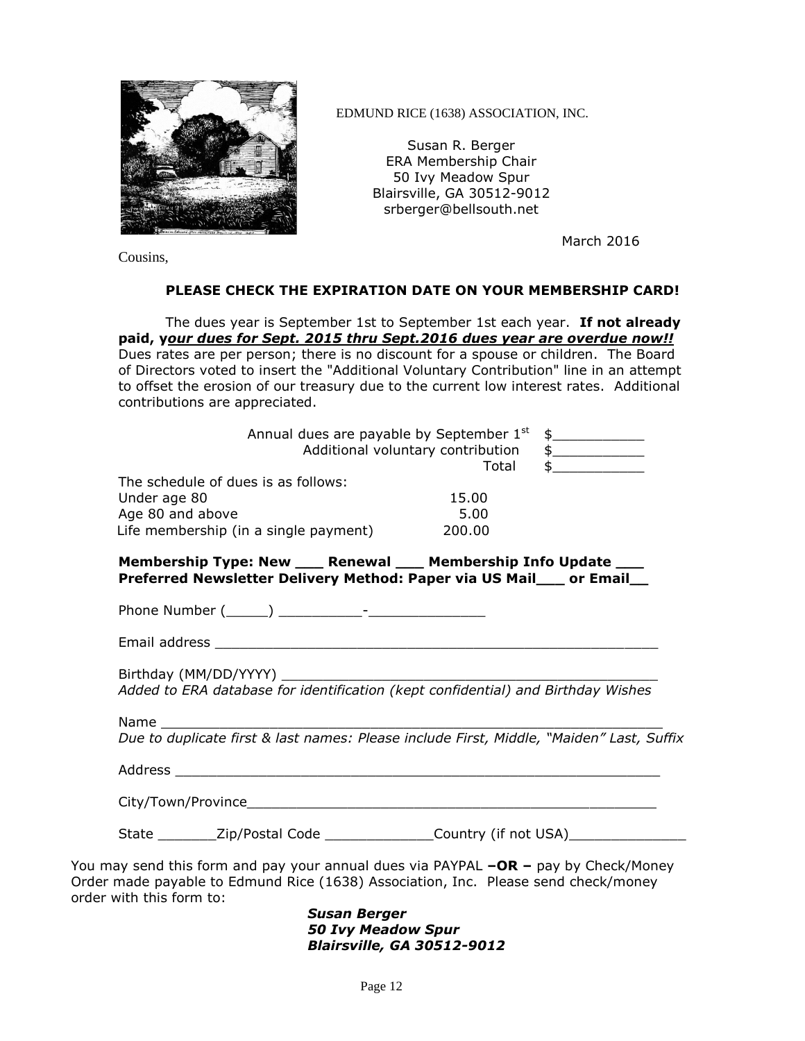EDMUND RICE (1638) ASSOCIATION, INC.

Susan R. Berger
ERA Membership Chair
50 Ivy Meadow Spur
Blairsville, GA 30512-9012
srberger@bellsouth.net

March 2016

Cousins,

**PLEASE CHECK THE EXPIRATION DATE ON YOUR MEMBERSHIP CARD!**

The dues year is September 1st to September 1st each year. **If not already paid, y*our dues for Sept. 2015 thru Sept.2016 dues year are overdue now!!*** Dues rates are per person; there is no discount for a spouse or children. The Board of Directors voted to insert the "Additional Voluntary Contribution" line in an attempt to offset the erosion of our treasury due to the current low interest rates. Additional contributions are appreciated.

Annual dues are payable by September 1st $___________
Additional voluntary contribution $___________
Total $___________

| | |
|---|---|
| The schedule of dues is as follows: | |
| Under age 80 | 15.00 |
| Age 80 and above | 5.00 |
| Life membership (in a single payment) | 200.00 |

**Membership Type: New ___ Renewal ___ Membership Info Update ___**
**Preferred Newsletter Delivery Method: Paper via US Mail___ or Email__**

Phone Number (_____) __________-______________

Email address _____________________________________________________

Birthday (MM/DD/YYYY) _____________________________________________
*Added to ERA database for identification (kept confidential) and Birthday Wishes*

Name ____________________________________________________________
*Due to duplicate first & last names: Please include First, Middle, "Maiden" Last, Suffix*

Address __________________________________________________________

City/Town/Province__________________________________________________

State _______Zip/Postal Code _____________Country (if not USA)______________

You may send this form and pay your annual dues via PAYPAL **–OR –** pay by Check/Money Order made payable to Edmund Rice (1638) Association, Inc. Please send check/money order with this form to:

***Susan Berger***
***50 Ivy Meadow Spur***
***Blairsville, GA 30512-9012***